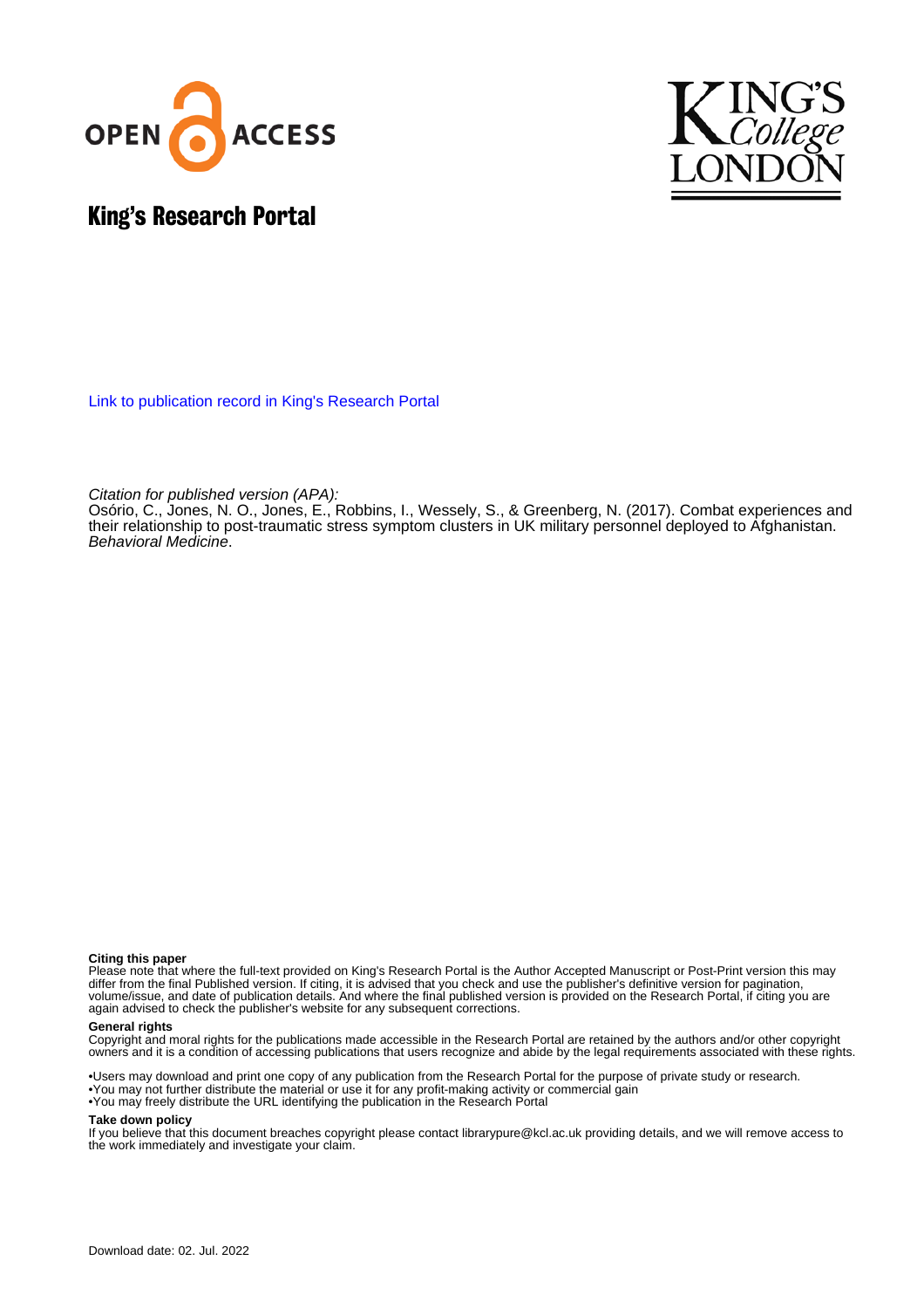# King's Research Portal

Link to publication record in King's Research Portal

*Citation for published version (APA):*
Osório, C., Jones, N. O., Jones, E., Robbins, I., Wessely, S., & Greenberg, N. (2017). Combat experiences and their relationship to post-traumatic stress symptom clusters in UK military personnel deployed to Afghanistan. *Behavioral Medicine*.

**Citing this paper**
Please note that where the full-text provided on King's Research Portal is the Author Accepted Manuscript or Post-Print version this may differ from the final Published version. If citing, it is advised that you check and use the publisher's definitive version for pagination, volume/issue, and date of publication details. And where the final published version is provided on the Research Portal, if citing you are again advised to check the publisher's website for any subsequent corrections.

**General rights**
Copyright and moral rights for the publications made accessible in the Research Portal are retained by the authors and/or other copyright owners and it is a condition of accessing publications that users recognize and abide by the legal requirements associated with these rights.

•Users may download and print one copy of any publication from the Research Portal for the purpose of private study or research.
•You may not further distribute the material or use it for any profit-making activity or commercial gain
•You may freely distribute the URL identifying the publication in the Research Portal

**Take down policy**
If you believe that this document breaches copyright please contact librarypure@kcl.ac.uk providing details, and we will remove access to the work immediately and investigate your claim.

Download date: 02. Jul. 2022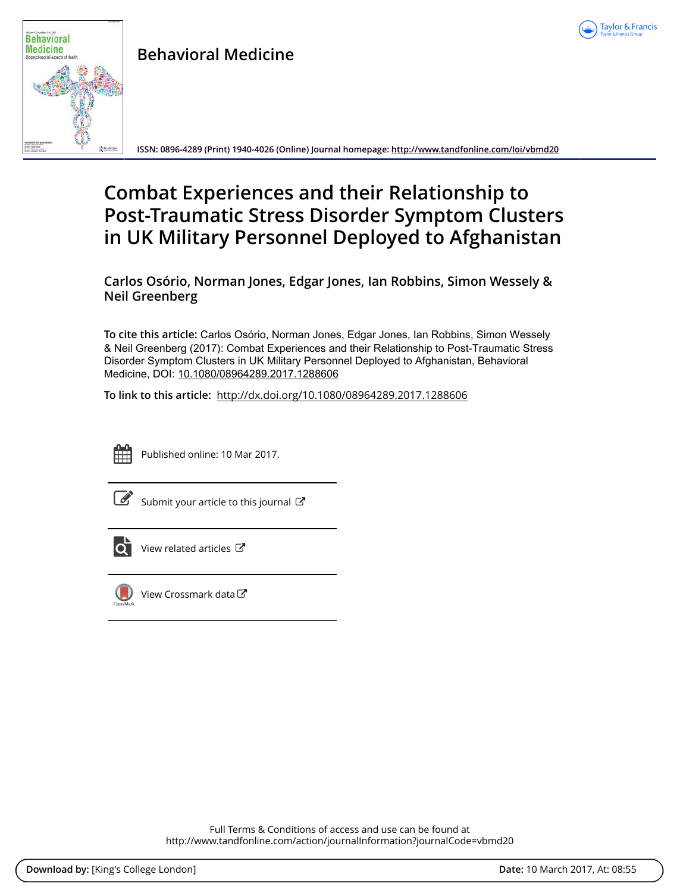# Behavioral Medicine

ISSN: 0896-4289 (Print) 1940-4026 (Online) Journal homepage: http://www.tandfonline.com/loi/vbmd20

# Combat Experiences and their Relationship to Post-Traumatic Stress Disorder Symptom Clusters in UK Military Personnel Deployed to Afghanistan

**Carlos Osório, Norman Jones, Edgar Jones, Ian Robbins, Simon Wessely & Neil Greenberg**

**To cite this article:** Carlos Osório, Norman Jones, Edgar Jones, Ian Robbins, Simon Wessely & Neil Greenberg (2017): Combat Experiences and their Relationship to Post-Traumatic Stress Disorder Symptom Clusters in UK Military Personnel Deployed to Afghanistan, Behavioral Medicine, DOI: 10.1080/08964289.2017.1288606

**To link to this article:** http://dx.doi.org/10.1080/08964289.2017.1288606

Published online: 10 Mar 2017.

Submit your article to this journal

View related articles

View Crossmark data

Full Terms & Conditions of access and use can be found at http://www.tandfonline.com/action/journalInformation?journalCode=vbmd20

**Download by:** [King's College London] **Date:** 10 March 2017, At: 08:55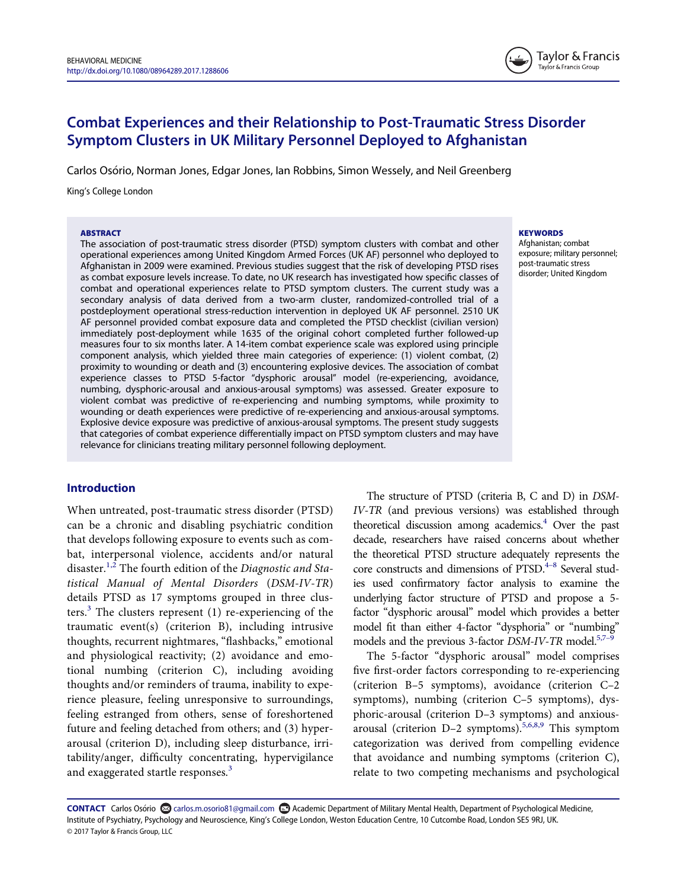# Combat Experiences and their Relationship to Post-Traumatic Stress Disorder Symptom Clusters in UK Military Personnel Deployed to Afghanistan

Carlos Osório, Norman Jones, Edgar Jones, Ian Robbins, Simon Wessely, and Neil Greenberg

King's College London

**ABSTRACT**

The association of post-traumatic stress disorder (PTSD) symptom clusters with combat and other operational experiences among United Kingdom Armed Forces (UK AF) personnel who deployed to Afghanistan in 2009 were examined. Previous studies suggest that the risk of developing PTSD rises as combat exposure levels increase. To date, no UK research has investigated how specific classes of combat and operational experiences relate to PTSD symptom clusters. The current study was a secondary analysis of data derived from a two-arm cluster, randomized-controlled trial of a postdeployment operational stress-reduction intervention in deployed UK AF personnel. 2510 UK AF personnel provided combat exposure data and completed the PTSD checklist (civilian version) immediately post-deployment while 1635 of the original cohort completed further followed-up measures four to six months later. A 14-item combat experience scale was explored using principle component analysis, which yielded three main categories of experience: (1) violent combat, (2) proximity to wounding or death and (3) encountering explosive devices. The association of combat experience classes to PTSD 5-factor "dysphoric arousal" model (re-experiencing, avoidance, numbing, dysphoric-arousal and anxious-arousal symptoms) was assessed. Greater exposure to violent combat was predictive of re-experiencing and numbing symptoms, while proximity to wounding or death experiences were predictive of re-experiencing and anxious-arousal symptoms. Explosive device exposure was predictive of anxious-arousal symptoms. The present study suggests that categories of combat experience differentially impact on PTSD symptom clusters and may have relevance for clinicians treating military personnel following deployment.

**KEYWORDS**

Afghanistan; combat exposure; military personnel; post-traumatic stress disorder; United Kingdom

## Introduction

When untreated, post-traumatic stress disorder (PTSD) can be a chronic and disabling psychiatric condition that develops following exposure to events such as combat, interpersonal violence, accidents and/or natural disaster.[1,2] The fourth edition of the *Diagnostic and Statistical Manual of Mental Disorders* (*DSM-IV-TR*) details PTSD as 17 symptoms grouped in three clusters.[3] The clusters represent (1) re-experiencing of the traumatic event(s) (criterion B), including intrusive thoughts, recurrent nightmares, "flashbacks," emotional and physiological reactivity; (2) avoidance and emotional numbing (criterion C), including avoiding thoughts and/or reminders of trauma, inability to experience pleasure, feeling unresponsive to surroundings, feeling estranged from others, sense of foreshortened future and feeling detached from others; and (3) hyperarousal (criterion D), including sleep disturbance, irritability/anger, difficulty concentrating, hypervigilance and exaggerated startle responses.[3]

The structure of PTSD (criteria B, C and D) in *DSM-IV-TR* (and previous versions) was established through theoretical discussion among academics.[4] Over the past decade, researchers have raised concerns about whether the theoretical PTSD structure adequately represents the core constructs and dimensions of PTSD.[4–8] Several studies used confirmatory factor analysis to examine the underlying factor structure of PTSD and propose a 5-factor "dysphoric arousal" model which provides a better model fit than either 4-factor "dysphoria" or "numbing" models and the previous 3-factor *DSM-IV-TR* model.[5,7–9]

The 5-factor "dysphoric arousal" model comprises five first-order factors corresponding to re-experiencing (criterion B–5 symptoms), avoidance (criterion C–2 symptoms), numbing (criterion C–5 symptoms), dysphoric-arousal (criterion D–3 symptoms) and anxious-arousal (criterion D–2 symptoms).[5,6,8,9] This symptom categorization was derived from compelling evidence that avoidance and numbing symptoms (criterion C), relate to two competing mechanisms and psychological

**CONTACT** Carlos Osório carlos.m.osorio81@gmail.com Academic Department of Military Mental Health, Department of Psychological Medicine, Institute of Psychiatry, Psychology and Neuroscience, King's College London, Weston Education Centre, 10 Cutcombe Road, London SE5 9RJ, UK.

© 2017 Taylor & Francis Group, LLC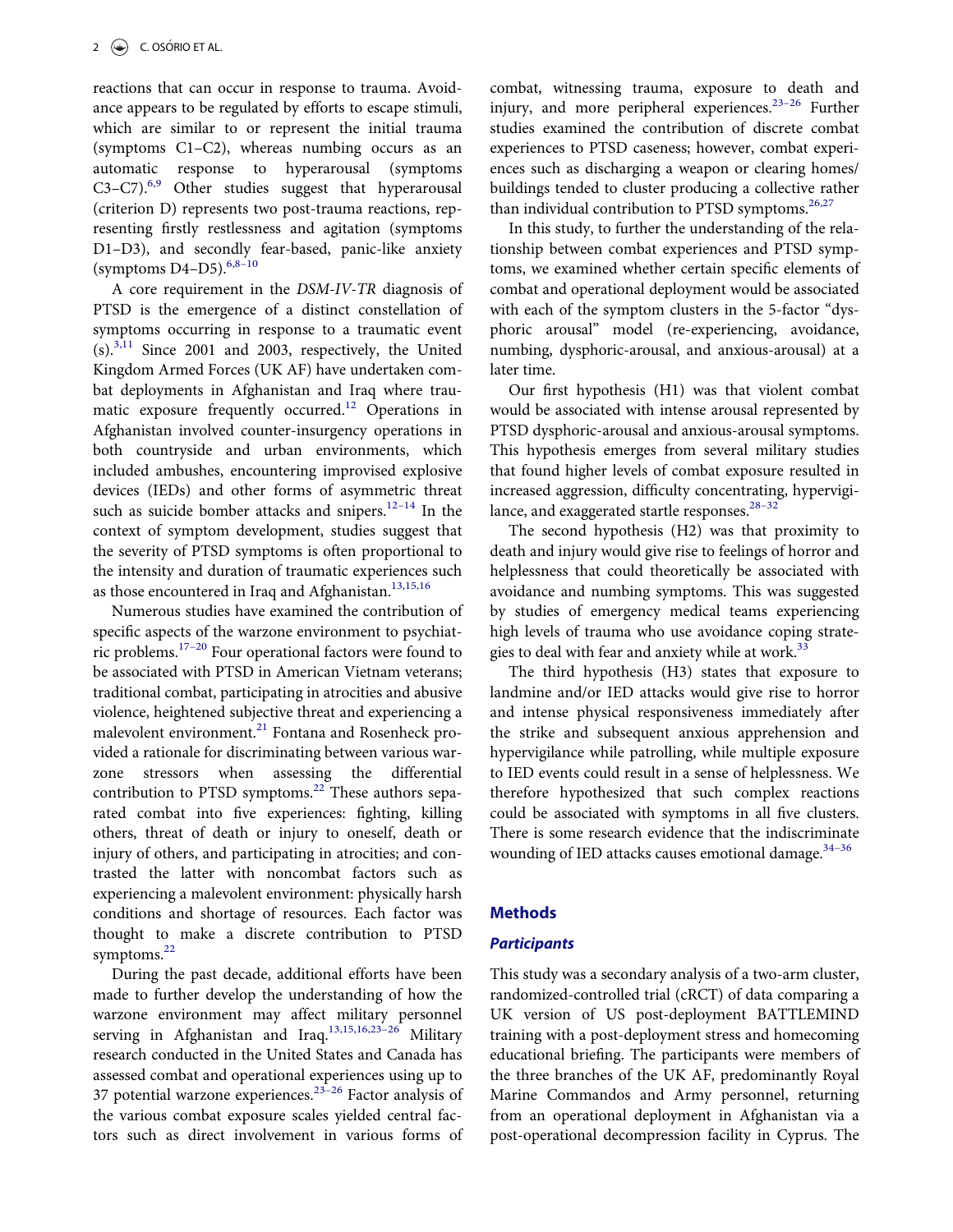reactions that can occur in response to trauma. Avoidance appears to be regulated by efforts to escape stimuli, which are similar to or represent the initial trauma (symptoms C1–C2), whereas numbing occurs as an automatic response to hyperarousal (symptoms C3–C7).[6,9] Other studies suggest that hyperarousal (criterion D) represents two post-trauma reactions, representing firstly restlessness and agitation (symptoms D1–D3), and secondly fear-based, panic-like anxiety (symptoms D4–D5).[6,8–10]

A core requirement in the *DSM-IV-TR* diagnosis of PTSD is the emergence of a distinct constellation of symptoms occurring in response to a traumatic event (s).[3,11] Since 2001 and 2003, respectively, the United Kingdom Armed Forces (UK AF) have undertaken combat deployments in Afghanistan and Iraq where traumatic exposure frequently occurred.[12] Operations in Afghanistan involved counter-insurgency operations in both countryside and urban environments, which included ambushes, encountering improvised explosive devices (IEDs) and other forms of asymmetric threat such as suicide bomber attacks and snipers.[12–14] In the context of symptom development, studies suggest that the severity of PTSD symptoms is often proportional to the intensity and duration of traumatic experiences such as those encountered in Iraq and Afghanistan.[13,15,16]

Numerous studies have examined the contribution of specific aspects of the warzone environment to psychiatric problems.[17–20] Four operational factors were found to be associated with PTSD in American Vietnam veterans; traditional combat, participating in atrocities and abusive violence, heightened subjective threat and experiencing a malevolent environment.[21] Fontana and Rosenheck provided a rationale for discriminating between various warzone stressors when assessing the differential contribution to PTSD symptoms.[22] These authors separated combat into five experiences: fighting, killing others, threat of death or injury to oneself, death or injury of others, and participating in atrocities; and contrasted the latter with noncombat factors such as experiencing a malevolent environment: physically harsh conditions and shortage of resources. Each factor was thought to make a discrete contribution to PTSD symptoms.[22]

During the past decade, additional efforts have been made to further develop the understanding of how the warzone environment may affect military personnel serving in Afghanistan and Iraq.[13,15,16,23–26] Military research conducted in the United States and Canada has assessed combat and operational experiences using up to 37 potential warzone experiences.[23–26] Factor analysis of the various combat exposure scales yielded central factors such as direct involvement in various forms of combat, witnessing trauma, exposure to death and injury, and more peripheral experiences.[23–26] Further studies examined the contribution of discrete combat experiences to PTSD caseness; however, combat experiences such as discharging a weapon or clearing homes/buildings tended to cluster producing a collective rather than individual contribution to PTSD symptoms.[26,27]

In this study, to further the understanding of the relationship between combat experiences and PTSD symptoms, we examined whether certain specific elements of combat and operational deployment would be associated with each of the symptom clusters in the 5-factor "dysphoric arousal" model (re-experiencing, avoidance, numbing, dysphoric-arousal, and anxious-arousal) at a later time.

Our first hypothesis (H1) was that violent combat would be associated with intense arousal represented by PTSD dysphoric-arousal and anxious-arousal symptoms. This hypothesis emerges from several military studies that found higher levels of combat exposure resulted in increased aggression, difficulty concentrating, hypervigilance, and exaggerated startle responses.[28–32]

The second hypothesis (H2) was that proximity to death and injury would give rise to feelings of horror and helplessness that could theoretically be associated with avoidance and numbing symptoms. This was suggested by studies of emergency medical teams experiencing high levels of trauma who use avoidance coping strategies to deal with fear and anxiety while at work.[33]

The third hypothesis (H3) states that exposure to landmine and/or IED attacks would give rise to horror and intense physical responsiveness immediately after the strike and subsequent anxious apprehension and hypervigilance while patrolling, while multiple exposure to IED events could result in a sense of helplessness. We therefore hypothesized that such complex reactions could be associated with symptoms in all five clusters. There is some research evidence that the indiscriminate wounding of IED attacks causes emotional damage.[34–36]

## Methods

### *Participants*

This study was a secondary analysis of a two-arm cluster, randomized-controlled trial (cRCT) of data comparing a UK version of US post-deployment BATTLEMIND training with a post-deployment stress and homecoming educational briefing. The participants were members of the three branches of the UK AF, predominantly Royal Marine Commandos and Army personnel, returning from an operational deployment in Afghanistan via a post-operational decompression facility in Cyprus. The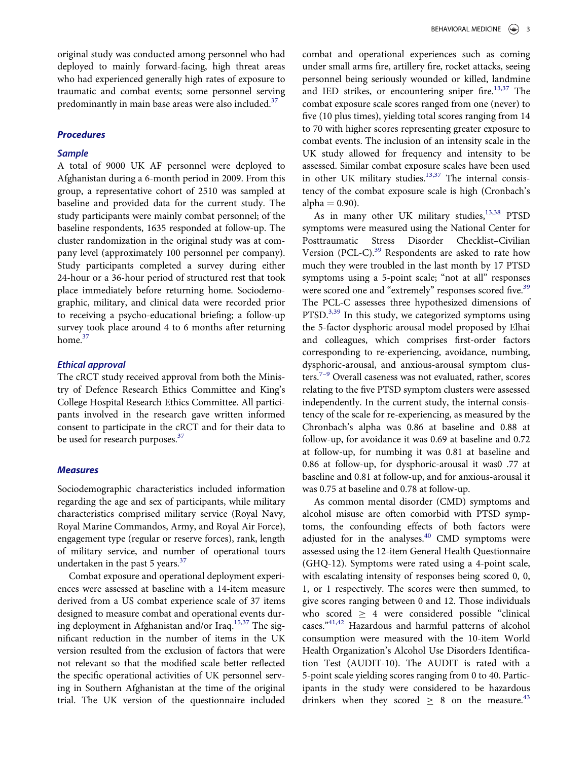original study was conducted among personnel who had deployed to mainly forward-facing, high threat areas who had experienced generally high rates of exposure to traumatic and combat events; some personnel serving predominantly in main base areas were also included.[37]

## Procedures

### Sample

A total of 9000 UK AF personnel were deployed to Afghanistan during a 6-month period in 2009. From this group, a representative cohort of 2510 was sampled at baseline and provided data for the current study. The study participants were mainly combat personnel; of the baseline respondents, 1635 responded at follow-up. The cluster randomization in the original study was at company level (approximately 100 personnel per company). Study participants completed a survey during either 24-hour or a 36-hour period of structured rest that took place immediately before returning home. Sociodemographic, military, and clinical data were recorded prior to receiving a psycho-educational briefing; a follow-up survey took place around 4 to 6 months after returning home.[37]

### Ethical approval

The cRCT study received approval from both the Ministry of Defence Research Ethics Committee and King's College Hospital Research Ethics Committee. All participants involved in the research gave written informed consent to participate in the cRCT and for their data to be used for research purposes.[37]

## Measures

Sociodemographic characteristics included information regarding the age and sex of participants, while military characteristics comprised military service (Royal Navy, Royal Marine Commandos, Army, and Royal Air Force), engagement type (regular or reserve forces), rank, length of military service, and number of operational tours undertaken in the past 5 years.[37]

Combat exposure and operational deployment experiences were assessed at baseline with a 14-item measure derived from a US combat experience scale of 37 items designed to measure combat and operational events during deployment in Afghanistan and/or Iraq.[15,37] The significant reduction in the number of items in the UK version resulted from the exclusion of factors that were not relevant so that the modified scale better reflected the specific operational activities of UK personnel serving in Southern Afghanistan at the time of the original trial. The UK version of the questionnaire included combat and operational experiences such as coming under small arms fire, artillery fire, rocket attacks, seeing personnel being seriously wounded or killed, landmine and IED strikes, or encountering sniper fire.[13,37] The combat exposure scale scores ranged from one (never) to five (10 plus times), yielding total scores ranging from 14 to 70 with higher scores representing greater exposure to combat events. The inclusion of an intensity scale in the UK study allowed for frequency and intensity to be assessed. Similar combat exposure scales have been used in other UK military studies.[13,37] The internal consistency of the combat exposure scale is high (Cronbach's alpha = 0.90).

As in many other UK military studies,[13,38] PTSD symptoms were measured using the National Center for Posttraumatic Stress Disorder Checklist–Civilian Version (PCL-C).[39] Respondents are asked to rate how much they were troubled in the last month by 17 PTSD symptoms using a 5-point scale; "not at all" responses were scored one and "extremely" responses scored five.[39] The PCL-C assesses three hypothesized dimensions of PTSD.[3,39] In this study, we categorized symptoms using the 5-factor dysphoric arousal model proposed by Elhai and colleagues, which comprises first-order factors corresponding to re-experiencing, avoidance, numbing, dysphoric-arousal, and anxious-arousal symptom clusters.[7–9] Overall caseness was not evaluated, rather, scores relating to the five PTSD symptom clusters were assessed independently. In the current study, the internal consistency of the scale for re-experiencing, as measured by the Chronbach's alpha was 0.86 at baseline and 0.88 at follow-up, for avoidance it was 0.69 at baseline and 0.72 at follow-up, for numbing it was 0.81 at baseline and 0.86 at follow-up, for dysphoric-arousal it was0 .77 at baseline and 0.81 at follow-up, and for anxious-arousal it was 0.75 at baseline and 0.78 at follow-up.

As common mental disorder (CMD) symptoms and alcohol misuse are often comorbid with PTSD symptoms, the confounding effects of both factors were adjusted for in the analyses.[40] CMD symptoms were assessed using the 12-item General Health Questionnaire (GHQ-12). Symptoms were rated using a 4-point scale, with escalating intensity of responses being scored 0, 0, 1, or 1 respectively. The scores were then summed, to give scores ranging between 0 and 12. Those individuals who scored ≥ 4 were considered possible "clinical cases."[41,42] Hazardous and harmful patterns of alcohol consumption were measured with the 10-item World Health Organization's Alcohol Use Disorders Identification Test (AUDIT-10). The AUDIT is rated with a 5-point scale yielding scores ranging from 0 to 40. Participants in the study were considered to be hazardous drinkers when they scored ≥ 8 on the measure.[43]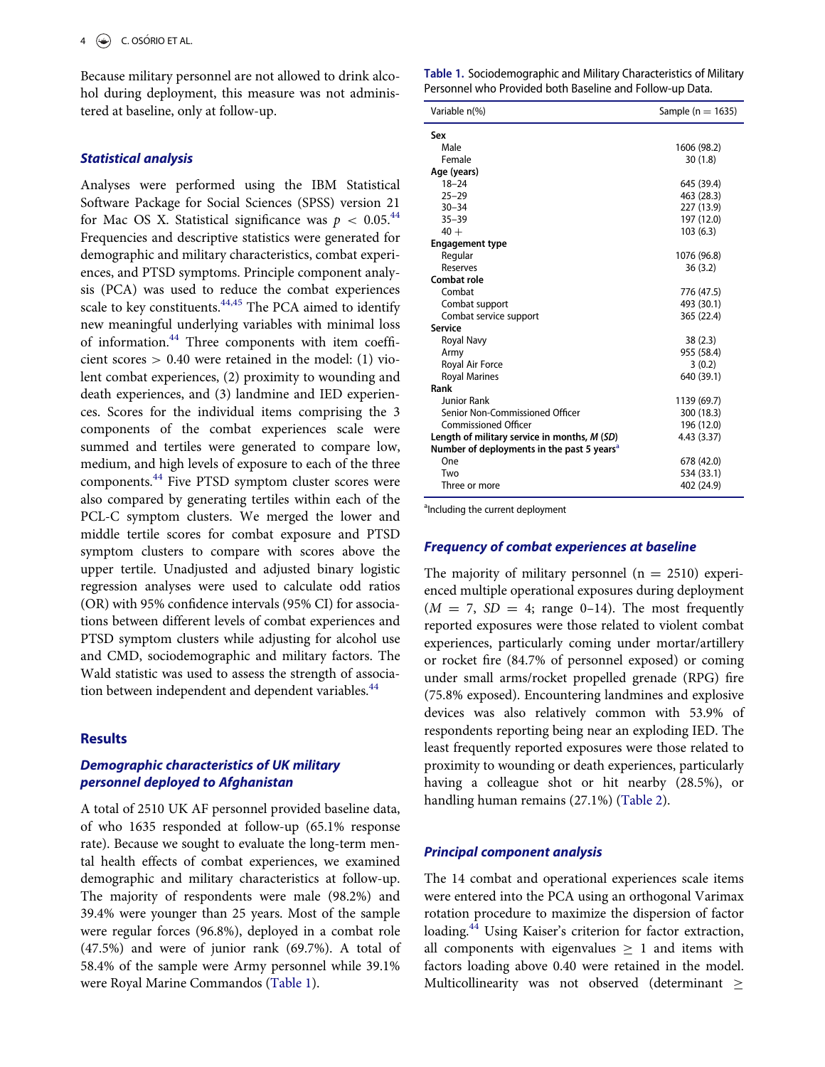Because military personnel are not allowed to drink alcohol during deployment, this measure was not administered at baseline, only at follow-up.

### *Statistical analysis*

Analyses were performed using the IBM Statistical Software Package for Social Sciences (SPSS) version 21 for Mac OS X. Statistical significance was $p < 0.05$.[44] Frequencies and descriptive statistics were generated for demographic and military characteristics, combat experiences, and PTSD symptoms. Principle component analysis (PCA) was used to reduce the combat experiences scale to key constituents.[44,45] The PCA aimed to identify new meaningful underlying variables with minimal loss of information.[44] Three components with item coefficient scores > 0.40 were retained in the model: (1) violent combat experiences, (2) proximity to wounding and death experiences, and (3) landmine and IED experiences. Scores for the individual items comprising the 3 components of the combat experiences scale were summed and tertiles were generated to compare low, medium, and high levels of exposure to each of the three components.[44] Five PTSD symptom cluster scores were also compared by generating tertiles within each of the PCL-C symptom clusters. We merged the lower and middle tertile scores for combat exposure and PTSD symptom clusters to compare with scores above the upper tertile. Unadjusted and adjusted binary logistic regression analyses were used to calculate odd ratios (OR) with 95% confidence intervals (95% CI) for associations between different levels of combat experiences and PTSD symptom clusters while adjusting for alcohol use and CMD, sociodemographic and military factors. The Wald statistic was used to assess the strength of association between independent and dependent variables.[44]

## Results

### *Demographic characteristics of UK military personnel deployed to Afghanistan*

A total of 2510 UK AF personnel provided baseline data, of who 1635 responded at follow-up (65.1% response rate). Because we sought to evaluate the long-term mental health effects of combat experiences, we examined demographic and military characteristics at follow-up. The majority of respondents were male (98.2%) and 39.4% were younger than 25 years. Most of the sample were regular forces (96.8%), deployed in a combat role (47.5%) and were of junior rank (69.7%). A total of 58.4% of the sample were Army personnel while 39.1% were Royal Marine Commandos (Table 1).

**Table 1.** Sociodemographic and Military Characteristics of Military Personnel who Provided both Baseline and Follow-up Data.

| Variable n(%) | Sample (n = 1635) |
|---|---|
| **Sex** | |
| Male | 1606 (98.2) |
| Female | 30 (1.8) |
| **Age (years)** | |
| 18–24 | 645 (39.4) |
| 25–29 | 463 (28.3) |
| 30–34 | 227 (13.9) |
| 35–39 | 197 (12.0) |
| 40 + | 103 (6.3) |
| **Engagement type** | |
| Regular | 1076 (96.8) |
| Reserves | 36 (3.2) |
| **Combat role** | |
| Combat | 776 (47.5) |
| Combat support | 493 (30.1) |
| Combat service support | 365 (22.4) |
| **Service** | |
| Royal Navy | 38 (2.3) |
| Army | 955 (58.4) |
| Royal Air Force | 3 (0.2) |
| Royal Marines | 640 (39.1) |
| **Rank** | |
| Junior Rank | 1139 (69.7) |
| Senior Non-Commissioned Officer | 300 (18.3) |
| Commissioned Officer | 196 (12.0) |
| **Length of military service in months, *M* (*SD*)** | 4.43 (3.37) |
| **Number of deployments in the past 5 years**[a] | |
| One | 678 (42.0) |
| Two | 534 (33.1) |
| Three or more | 402 (24.9) |

[a]Including the current deployment

### *Frequency of combat experiences at baseline*

The majority of military personnel (n = 2510) experienced multiple operational exposures during deployment ($M = 7$, $SD = 4$; range 0–14). The most frequently reported exposures were those related to violent combat experiences, particularly coming under mortar/artillery or rocket fire (84.7% of personnel exposed) or coming under small arms/rocket propelled grenade (RPG) fire (75.8% exposed). Encountering landmines and explosive devices was also relatively common with 53.9% of respondents reporting being near an exploding IED. The least frequently reported exposures were those related to proximity to wounding or death experiences, particularly having a colleague shot or hit nearby (28.5%), or handling human remains (27.1%) (Table 2).

### *Principal component analysis*

The 14 combat and operational experiences scale items were entered into the PCA using an orthogonal Varimax rotation procedure to maximize the dispersion of factor loading.[44] Using Kaiser's criterion for factor extraction, all components with eigenvalues ≥ 1 and items with factors loading above 0.40 were retained in the model. Multicollinearity was not observed (determinant ≥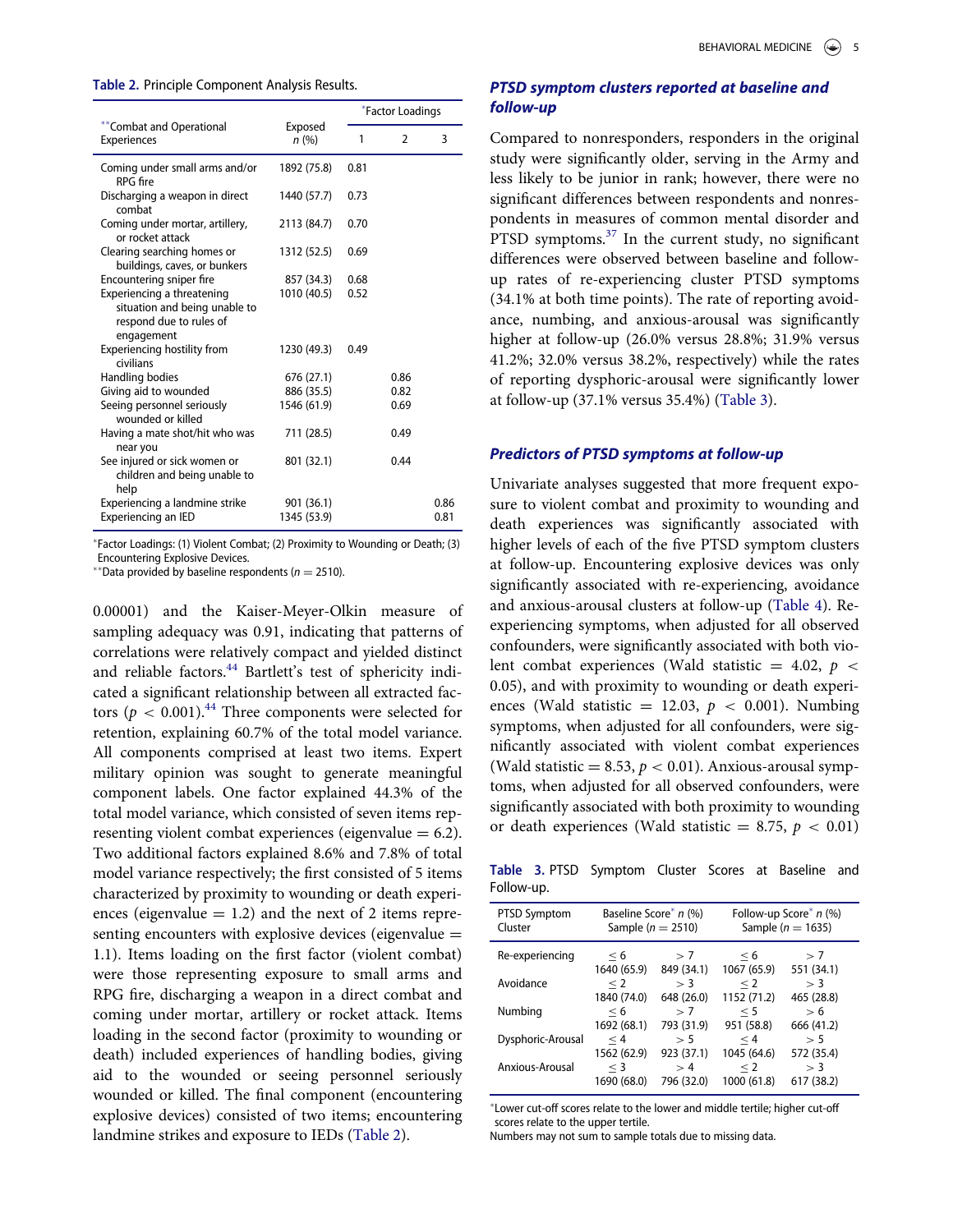Table 2. Principle Component Analysis Results.

| **Combat and Operational Experiences | Exposed n (%) | *Factor Loadings | | |
|---|---|---|---|---|
| | | 1 | 2 | 3 |
| Coming under small arms and/or RPG fire | 1892 (75.8) | 0.81 | | |
| Discharging a weapon in direct combat | 1440 (57.7) | 0.73 | | |
| Coming under mortar, artillery, or rocket attack | 2113 (84.7) | 0.70 | | |
| Clearing searching homes or buildings, caves, or bunkers | 1312 (52.5) | 0.69 | | |
| Encountering sniper fire | 857 (34.3) | 0.68 | | |
| Experiencing a threatening situation and being unable to respond due to rules of engagement | 1010 (40.5) | 0.52 | | |
| Experiencing hostility from civilians | 1230 (49.3) | 0.49 | | |
| Handling bodies | 676 (27.1) | | 0.86 | |
| Giving aid to wounded | 886 (35.5) | | 0.82 | |
| Seeing personnel seriously wounded or killed | 1546 (61.9) | | 0.69 | |
| Having a mate shot/hit who was near you | 711 (28.5) | | 0.49 | |
| See injured or sick women or children and being unable to help | 801 (32.1) | | 0.44 | |
| Experiencing a landmine strike | 901 (36.1) | | | 0.86 |
| Experiencing an IED | 1345 (53.9) | | | 0.81 |

*Factor Loadings: (1) Violent Combat; (2) Proximity to Wounding or Death; (3) Encountering Explosive Devices.
**Data provided by baseline respondents ($n = 2510$).

0.00001) and the Kaiser-Meyer-Olkin measure of sampling adequacy was 0.91, indicating that patterns of correlations were relatively compact and yielded distinct and reliable factors.[44] Bartlett's test of sphericity indicated a significant relationship between all extracted factors ($p < 0.001$).[44] Three components were selected for retention, explaining 60.7% of the total model variance. All components comprised at least two items. Expert military opinion was sought to generate meaningful component labels. One factor explained 44.3% of the total model variance, which consisted of seven items representing violent combat experiences (eigenvalue = 6.2). Two additional factors explained 8.6% and 7.8% of total model variance respectively; the first consisted of 5 items characterized by proximity to wounding or death experiences (eigenvalue = 1.2) and the next of 2 items representing encounters with explosive devices (eigenvalue = 1.1). Items loading on the first factor (violent combat) were those representing exposure to small arms and RPG fire, discharging a weapon in a direct combat and coming under mortar, artillery or rocket attack. Items loading in the second factor (proximity to wounding or death) included experiences of handling bodies, giving aid to the wounded or seeing personnel seriously wounded or killed. The final component (encountering explosive devices) consisted of two items; encountering landmine strikes and exposure to IEDs (Table 2).

### *PTSD symptom clusters reported at baseline and follow-up*

Compared to nonresponders, responders in the original study were significantly older, serving in the Army and less likely to be junior in rank; however, there were no significant differences between respondents and nonrespondents in measures of common mental disorder and PTSD symptoms.[37] In the current study, no significant differences were observed between baseline and follow-up rates of re-experiencing cluster PTSD symptoms (34.1% at both time points). The rate of reporting avoidance, numbing, and anxious-arousal was significantly higher at follow-up (26.0% versus 28.8%; 31.9% versus 41.2%; 32.0% versus 38.2%, respectively) while the rates of reporting dysphoric-arousal were significantly lower at follow-up (37.1% versus 35.4%) (Table 3).

### *Predictors of PTSD symptoms at follow-up*

Univariate analyses suggested that more frequent exposure to violent combat and proximity to wounding and death experiences was significantly associated with higher levels of each of the five PTSD symptom clusters at follow-up. Encountering explosive devices was only significantly associated with re-experiencing, avoidance and anxious-arousal clusters at follow-up (Table 4). Re-experiencing symptoms, when adjusted for all observed confounders, were significantly associated with both violent combat experiences (Wald statistic = 4.02, $p < 0.05$), and with proximity to wounding or death experiences (Wald statistic = 12.03, $p < 0.001$). Numbing symptoms, when adjusted for all confounders, were significantly associated with violent combat experiences (Wald statistic = 8.53, $p < 0.01$). Anxious-arousal symptoms, when adjusted for all observed confounders, were significantly associated with both proximity to wounding or death experiences (Wald statistic = 8.75, $p < 0.01$)

Table 3. PTSD Symptom Cluster Scores at Baseline and Follow-up.

| PTSD Symptom Cluster | Baseline Score* n (%) Sample ($n = 2510$) | | Follow-up Score* n (%) Sample ($n = 1635$) | |
|---|---|---|---|---|
| Re-experiencing | $\leq 6$ 1640 (65.9) | $> 7$ 849 (34.1) | $\leq 6$ 1067 (65.9) | $> 7$ 551 (34.1) |
| Avoidance | $\leq 2$ 1840 (74.0) | $> 3$ 648 (26.0) | $\leq 2$ 1152 (71.2) | $> 3$ 465 (28.8) |
| Numbing | $\leq 6$ 1692 (68.1) | $> 7$ 793 (31.9) | $\leq 5$ 951 (58.8) | $> 6$ 666 (41.2) |
| Dysphoric-Arousal | $\leq 4$ 1562 (62.9) | $> 5$ 923 (37.1) | $\leq 4$ 1045 (64.6) | $> 5$ 572 (35.4) |
| Anxious-Arousal | $\leq 3$ 1690 (68.0) | $> 4$ 796 (32.0) | $\leq 2$ 1000 (61.8) | $> 3$ 617 (38.2) |

*Lower cut-off scores relate to the lower and middle tertile; higher cut-off scores relate to the upper tertile.
Numbers may not sum to sample totals due to missing data.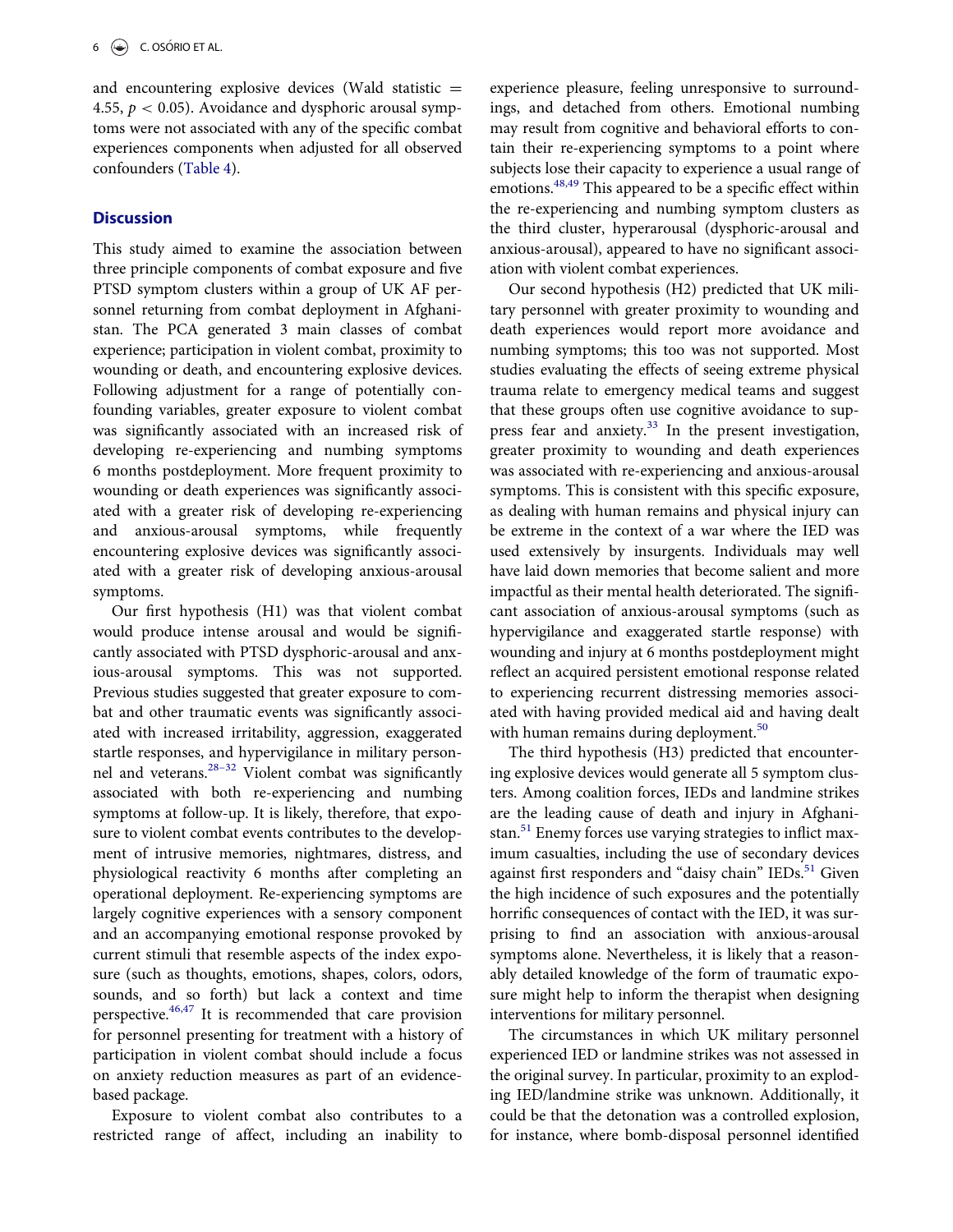and encountering explosive devices (Wald statistic = 4.55, $p < 0.05$). Avoidance and dysphoric arousal symptoms were not associated with any of the specific combat experiences components when adjusted for all observed confounders (Table 4).

## Discussion

This study aimed to examine the association between three principle components of combat exposure and five PTSD symptom clusters within a group of UK AF personnel returning from combat deployment in Afghanistan. The PCA generated 3 main classes of combat experience; participation in violent combat, proximity to wounding or death, and encountering explosive devices. Following adjustment for a range of potentially confounding variables, greater exposure to violent combat was significantly associated with an increased risk of developing re-experiencing and numbing symptoms 6 months postdeployment. More frequent proximity to wounding or death experiences was significantly associated with a greater risk of developing re-experiencing and anxious-arousal symptoms, while frequently encountering explosive devices was significantly associated with a greater risk of developing anxious-arousal symptoms.

Our first hypothesis (H1) was that violent combat would produce intense arousal and would be significantly associated with PTSD dysphoric-arousal and anxious-arousal symptoms. This was not supported. Previous studies suggested that greater exposure to combat and other traumatic events was significantly associated with increased irritability, aggression, exaggerated startle responses, and hypervigilance in military personnel and veterans.[28–32] Violent combat was significantly associated with both re-experiencing and numbing symptoms at follow-up. It is likely, therefore, that exposure to violent combat events contributes to the development of intrusive memories, nightmares, distress, and physiological reactivity 6 months after completing an operational deployment. Re-experiencing symptoms are largely cognitive experiences with a sensory component and an accompanying emotional response provoked by current stimuli that resemble aspects of the index exposure (such as thoughts, emotions, shapes, colors, odors, sounds, and so forth) but lack a context and time perspective.[46,47] It is recommended that care provision for personnel presenting for treatment with a history of participation in violent combat should include a focus on anxiety reduction measures as part of an evidence-based package.

Exposure to violent combat also contributes to a restricted range of affect, including an inability to experience pleasure, feeling unresponsive to surroundings, and detached from others. Emotional numbing may result from cognitive and behavioral efforts to contain their re-experiencing symptoms to a point where subjects lose their capacity to experience a usual range of emotions.[48,49] This appeared to be a specific effect within the re-experiencing and numbing symptom clusters as the third cluster, hyperarousal (dysphoric-arousal and anxious-arousal), appeared to have no significant association with violent combat experiences.

Our second hypothesis (H2) predicted that UK military personnel with greater proximity to wounding and death experiences would report more avoidance and numbing symptoms; this too was not supported. Most studies evaluating the effects of seeing extreme physical trauma relate to emergency medical teams and suggest that these groups often use cognitive avoidance to suppress fear and anxiety.[33] In the present investigation, greater proximity to wounding and death experiences was associated with re-experiencing and anxious-arousal symptoms. This is consistent with this specific exposure, as dealing with human remains and physical injury can be extreme in the context of a war where the IED was used extensively by insurgents. Individuals may well have laid down memories that become salient and more impactful as their mental health deteriorated. The significant association of anxious-arousal symptoms (such as hypervigilance and exaggerated startle response) with wounding and injury at 6 months postdeployment might reflect an acquired persistent emotional response related to experiencing recurrent distressing memories associated with having provided medical aid and having dealt with human remains during deployment.[50]

The third hypothesis (H3) predicted that encountering explosive devices would generate all 5 symptom clusters. Among coalition forces, IEDs and landmine strikes are the leading cause of death and injury in Afghanistan.[51] Enemy forces use varying strategies to inflict maximum casualties, including the use of secondary devices against first responders and "daisy chain" IEDs.[51] Given the high incidence of such exposures and the potentially horrific consequences of contact with the IED, it was surprising to find an association with anxious-arousal symptoms alone. Nevertheless, it is likely that a reasonably detailed knowledge of the form of traumatic exposure might help to inform the therapist when designing interventions for military personnel.

The circumstances in which UK military personnel experienced IED or landmine strikes was not assessed in the original survey. In particular, proximity to an exploding IED/landmine strike was unknown. Additionally, it could be that the detonation was a controlled explosion, for instance, where bomb-disposal personnel identified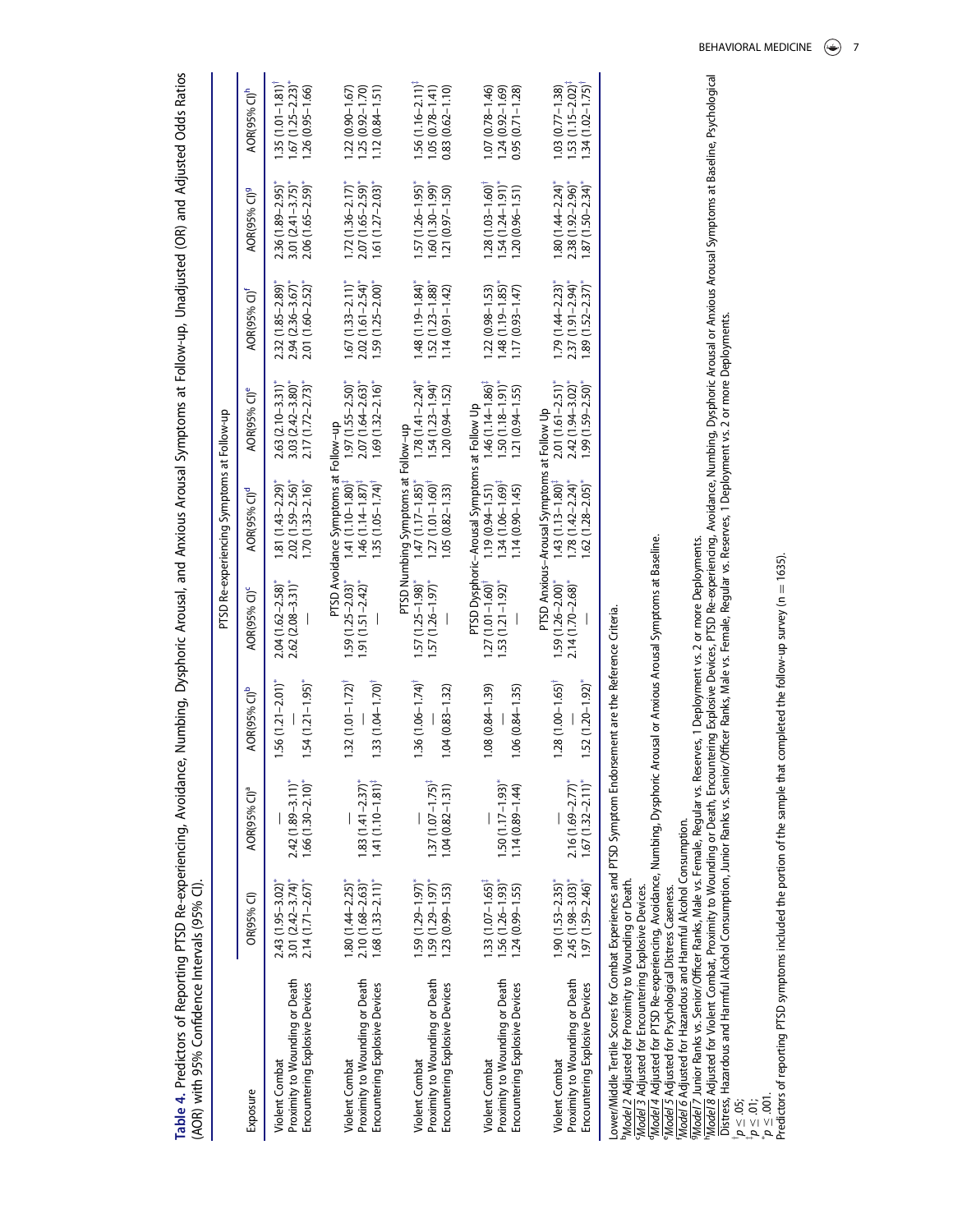**Table 4.** Predictors of Reporting PTSD Re-experiencing, Avoidance, Numbing, Dysphoric Arousal, and Anxious Arousal Symptoms at Follow-up, Unadjusted (OR) and Adjusted Odds Ratios (AOR) with 95% Confidence Intervals (95% CI).

| Exposure | OR(95% CI) | AOR(95% CI)[a] | AOR(95% CI)[b] | AOR(95% CI)[c] | AOR(95% CI)[d] | AOR(95% CI)[e] | AOR(95% CI)[f] | AOR(95% CI)[g] | AOR(95% CI)[h] |
|---|---|---|---|---|---|---|---|---|---|
| **PTSD Re-experiencing Symptoms at Follow-up** | | | | | | | | | |
| Violent Combat | 2.43 (1.95–3.02)* | — | 1.56 (1.21–2.01)* | 2.04 (1.62–2.58)* | 1.81 (1.43–2.29)* | 2.63 (2.10–3.31)* | 2.32 (1.85–2.89)* | 2.36 (1.89–2.95)* | 1.35 (1.01–1.81)† |
| Proximity to Wounding or Death | 3.01 (2.42–3.74)* | 2.42 (1.89–3.11)* | — | 2.62 (2.08–3.31)* | 2.02 (1.59–2.56)* | 3.03 (2.42–3.80)* | 2.94 (2.36–3.67)* | 3.01 (2.41–3.75)* | 1.67 (1.25–2.23)* |
| Encountering Explosive Devices | 2.14 (1.71–2.67)* | 1.66 (1.30–2.10)* | 1.54 (1.21–1.95)* | — | 1.70 (1.33–2.16)* | 2.17 (1.72–2.73)* | 2.01 (1.60–2.52)* | 2.06 (1.65–2.59)* | 1.26 (0.95–1.66) |
| **PTSD Avoidance Symptoms at Follow–up** | | | | | | | | | |
| Violent Combat | 1.80 (1.44–2.25)* | — | 1.32 (1.01–1.72)† | 1.59 (1.25–2.03)* | 1.41 (1.10–1.80)‡ | 1.97 (1.55–2.50)* | 1.67 (1.33–2.11)* | 1.72 (1.36–2.17)* | 1.22 (0.90–1.67) |
| Proximity to Wounding or Death | 2.10 (1.68–2.63)* | 1.83 (1.41–2.37)* | — | 1.91 (1.51–2.42)* | 1.46 (1.14–1.87)‡ | 2.07 (1.64–2.63)* | 2.02 (1.61–2.54)* | 2.07 (1.65–2.59)* | 1.25 (0.92–1.70) |
| Encountering Explosive Devices | 1.68 (1.33–2.11)* | 1.41 (1.10–1.81)‡ | 1.33 (1.04–1.70)† | — | 1.35 (1.05–1.74)† | 1.69 (1.32–2.16)* | 1.59 (1.25–2.00)* | 1.61 (1.27–2.03)* | 1.12 (0.84–1.51) |
| **PTSD Numbing Symptoms at Follow–up** | | | | | | | | | |
| Violent Combat | 1.59 (1.29–1.97)* | — | 1.36 (1.06–1.74)† | 1.57 (1.25–1.98)* | 1.47 (1.17–1.85)* | 1.78 (1.41–2.24)* | 1.48 (1.19–1.84)* | 1.57 (1.26–1.95)* | 1.56 (1.16–2.11)‡ |
| Proximity to Wounding or Death | 1.59 (1.29–1.97)* | 1.37 (1.07–1.75)‡ | — | 1.57 (1.26–1.97)* | 1.27 (1.01–1.60)† | 1.54 (1.23–1.94)* | 1.52 (1.23–1.88)* | 1.60 (1.30–1.99)* | 1.05 (0.78–1.41) |
| Encountering Explosive Devices | 1.23 (0.99–1.53) | 1.04 (0.82–1.31) | 1.04 (0.83–1.32) | — | 1.05 (0.82–1.33) | 1.20 (0.94–1.52) | 1.14 (0.91–1.42) | 1.21 (0.97–1.50) | 0.83 (0.62–1.10) |
| **PTSD Dysphoric–Arousal Symptoms at Follow Up** | | | | | | | | | |
| Violent Combat | 1.33 (1.07–1.65)‡ | — | 1.08 (0.84–1.39) | 1.27 (1.01–1.60)† | 1.19 (0.94–1.51) | 1.46 (1.14–1.86)‡ | 1.22 (0.98–1.53) | 1.28 (1.03–1.60)† | 1.07 (0.78–1.46) |
| Proximity to Wounding or Death | 1.56 (1.26–1.93)* | 1.50 (1.17–1.93)* | — | 1.53 (1.21–1.92)* | 1.34 (1.06–1.69)‡ | 1.50 (1.18–1.91)* | 1.48 (1.19–1.85)* | 1.54 (1.24–1.91)* | 1.24 (0.92–1.69) |
| Encountering Explosive Devices | 1.24 (0.99–1.55) | 1.14 (0.89–1.44) | 1.06 (0.84–1.35) | — | 1.14 (0.90–1.45) | 1.21 (0.94–1.55) | 1.17 (0.93–1.47) | 1.20 (0.96–1.51) | 0.95 (0.71–1.28) |
| **PTSD Anxious–Arousal Symptoms at Follow Up** | | | | | | | | | |
| Violent Combat | 1.90 (1.53–2.35)* | — | 1.28 (1.00–1.65)† | 1.59 (1.26–2.00)* | 1.43 (1.13–1.80)‡ | 2.01 (1.61–2.51)* | 1.79 (1.44–2.23)* | 1.80 (1.44–2.24)* | 1.03 (0.77–1.38) |
| Proximity to Wounding or Death | 2.45 (1.98–3.03)* | 2.16 (1.69–2.77)* | — | 2.14 (1.70–2.68)* | 1.78 (1.42–2.24)* | 2.42 (1.94–3.02)* | 2.37 (1.91–2.94)* | 2.38 (1.92–2.96)* | 1.53 (1.15–2.02)‡ |
| Encountering Explosive Devices | 1.97 (1.59–2.46)* | 1.67 (1.32–2.11)* | 1.52 (1.20–1.92)* | — | 1.62 (1.28–2.05)* | 1.99 (1.59–2.50)* | 1.89 (1.52–2.37)* | 1.87 (1.50–2.34)* | 1.34 (1.02–1.75)† |

Lower/Middle Tertile Scores for Combat Experiences and PTSD Symptom Endorsement are the Reference Criteria.

[b]Model 2 Adjusted for Proximity to Wounding or Death.

[c]Model 3 Adjusted for Encountering Explosive Devices.

[d]Model 4 Adjusted for PTSD Re-experiencing, Avoidance, Numbing, Dysphoric Arousal or Anxious Arousal Symptoms at Baseline.

[e]Model 5 Adjusted for Psychological Distress Caseness.

[f]Model 6 Adjusted for Hazardous and Harmful Alcohol Consumption.

[g]Model 7 Junior Ranks vs. Senior/Officer Ranks, Male vs. Female, Regular vs. Reserves, 1 Deployment vs. 2 or more Deployments.

[h]Model 8 Adjusted for Violent Combat, Proximity to Wounding or Death, Encountering Explosive Devices, PTSD Re-experiencing, Avoidance, Numbing, Dysphoric Arousal or Anxious Arousal Symptoms at Baseline, Psychological Distress, Hazardous and Harmful Alcohol Consumption, Junior Ranks vs. Senior/Officer Ranks, Male vs. Female, Regular vs. Reserves, 1 Deployment vs. 2 or more Deployments.

†$p \leq .05$;

‡$p \leq .01$;

*$p \leq .001$.

Predictors of reporting PTSD symptoms included the portion of the sample that completed the follow-up survey ($n = 1635$).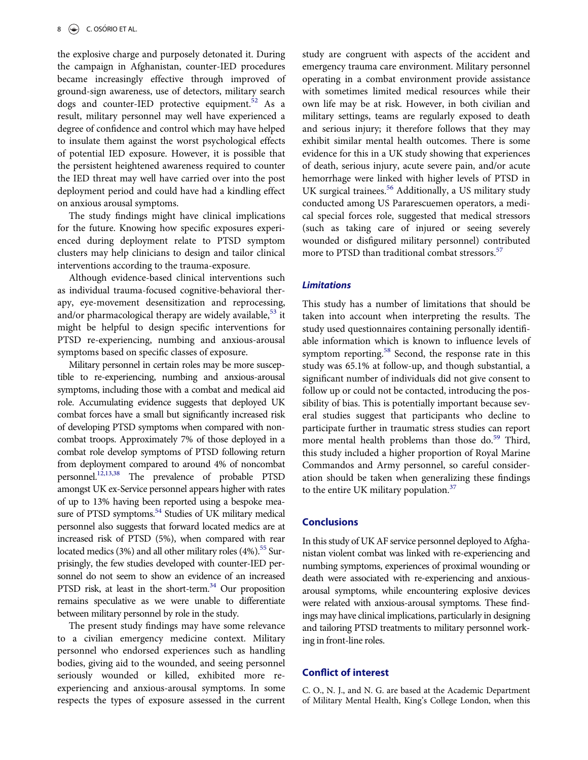the explosive charge and purposely detonated it. During the campaign in Afghanistan, counter-IED procedures became increasingly effective through improved of ground-sign awareness, use of detectors, military search dogs and counter-IED protective equipment.[52] As a result, military personnel may well have experienced a degree of confidence and control which may have helped to insulate them against the worst psychological effects of potential IED exposure. However, it is possible that the persistent heightened awareness required to counter the IED threat may well have carried over into the post deployment period and could have had a kindling effect on anxious arousal symptoms.

The study findings might have clinical implications for the future. Knowing how specific exposures experienced during deployment relate to PTSD symptom clusters may help clinicians to design and tailor clinical interventions according to the trauma-exposure.

Although evidence-based clinical interventions such as individual trauma-focused cognitive-behavioral therapy, eye-movement desensitization and reprocessing, and/or pharmacological therapy are widely available,[53] it might be helpful to design specific interventions for PTSD re-experiencing, numbing and anxious-arousal symptoms based on specific classes of exposure.

Military personnel in certain roles may be more susceptible to re-experiencing, numbing and anxious-arousal symptoms, including those with a combat and medical aid role. Accumulating evidence suggests that deployed UK combat forces have a small but significantly increased risk of developing PTSD symptoms when compared with non-combat troops. Approximately 7% of those deployed in a combat role develop symptoms of PTSD following return from deployment compared to around 4% of noncombat personnel.[12,13,38] The prevalence of probable PTSD amongst UK ex-Service personnel appears higher with rates of up to 13% having been reported using a bespoke measure of PTSD symptoms.[54] Studies of UK military medical personnel also suggests that forward located medics are at increased risk of PTSD (5%), when compared with rear located medics (3%) and all other military roles (4%).[55] Surprisingly, the few studies developed with counter-IED personnel do not seem to show an evidence of an increased PTSD risk, at least in the short-term.[34] Our proposition remains speculative as we were unable to differentiate between military personnel by role in the study.

The present study findings may have some relevance to a civilian emergency medicine context. Military personnel who endorsed experiences such as handling bodies, giving aid to the wounded, and seeing personnel seriously wounded or killed, exhibited more re-experiencing and anxious-arousal symptoms. In some respects the types of exposure assessed in the current study are congruent with aspects of the accident and emergency trauma care environment. Military personnel operating in a combat environment provide assistance with sometimes limited medical resources while their own life may be at risk. However, in both civilian and military settings, teams are regularly exposed to death and serious injury; it therefore follows that they may exhibit similar mental health outcomes. There is some evidence for this in a UK study showing that experiences of death, serious injury, acute severe pain, and/or acute hemorrhage were linked with higher levels of PTSD in UK surgical trainees.[56] Additionally, a US military study conducted among US Pararescuemen operators, a medical special forces role, suggested that medical stressors (such as taking care of injured or seeing severely wounded or disfigured military personnel) contributed more to PTSD than traditional combat stressors.[57]

### *Limitations*

This study has a number of limitations that should be taken into account when interpreting the results. The study used questionnaires containing personally identifiable information which is known to influence levels of symptom reporting.[58] Second, the response rate in this study was 65.1% at follow-up, and though substantial, a significant number of individuals did not give consent to follow up or could not be contacted, introducing the possibility of bias. This is potentially important because several studies suggest that participants who decline to participate further in traumatic stress studies can report more mental health problems than those do.[59] Third, this study included a higher proportion of Royal Marine Commandos and Army personnel, so careful consideration should be taken when generalizing these findings to the entire UK military population.[37]

## Conclusions

In this study of UK AF service personnel deployed to Afghanistan violent combat was linked with re-experiencing and numbing symptoms, experiences of proximal wounding or death were associated with re-experiencing and anxious-arousal symptoms, while encountering explosive devices were related with anxious-arousal symptoms. These findings may have clinical implications, particularly in designing and tailoring PTSD treatments to military personnel working in front-line roles.

## Conflict of interest

C. O., N. J., and N. G. are based at the Academic Department of Military Mental Health, King's College London, when this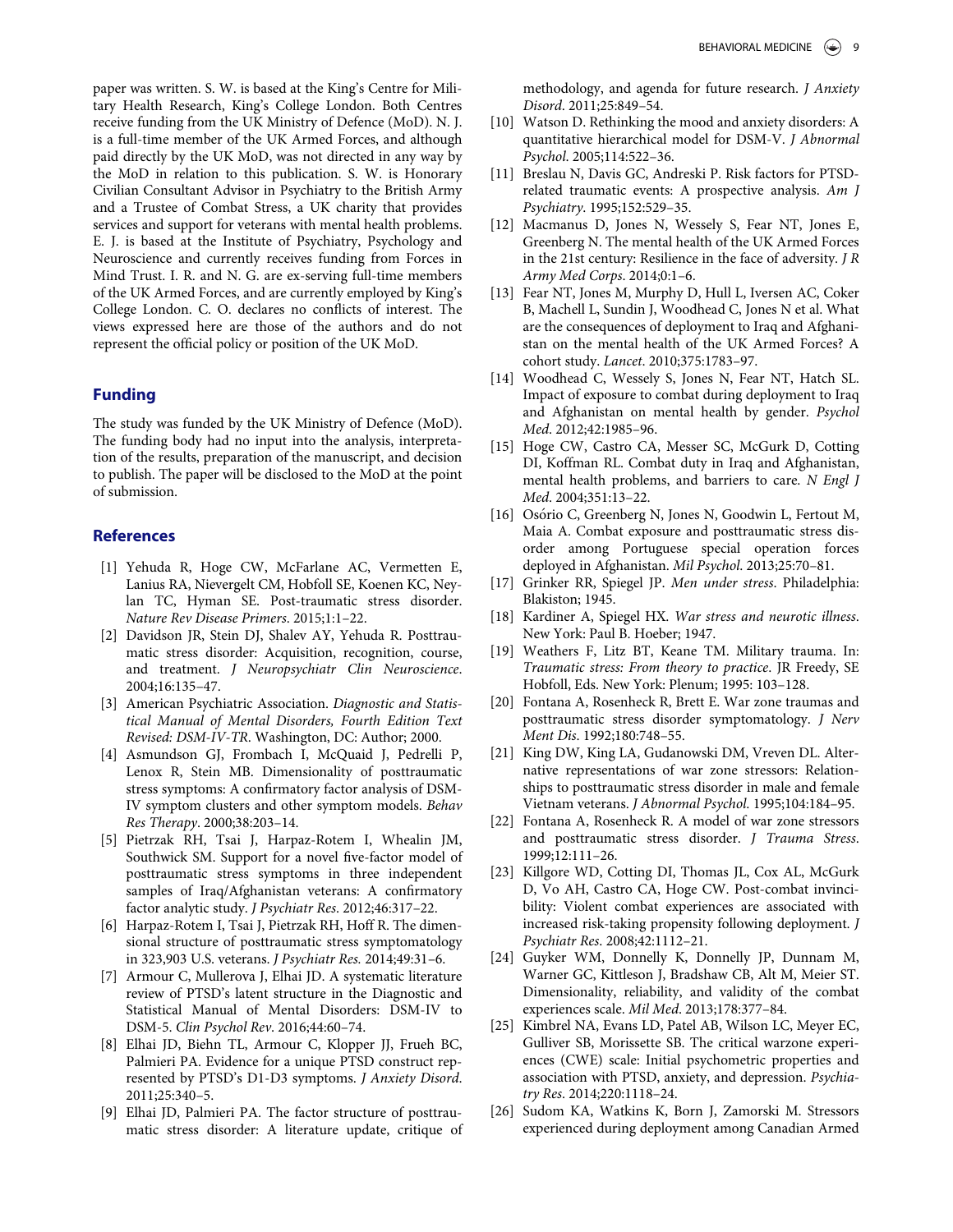paper was written. S. W. is based at the King's Centre for Military Health Research, King's College London. Both Centres receive funding from the UK Ministry of Defence (MoD). N. J. is a full-time member of the UK Armed Forces, and although paid directly by the UK MoD, was not directed in any way by the MoD in relation to this publication. S. W. is Honorary Civilian Consultant Advisor in Psychiatry to the British Army and a Trustee of Combat Stress, a UK charity that provides services and support for veterans with mental health problems. E. J. is based at the Institute of Psychiatry, Psychology and Neuroscience and currently receives funding from Forces in Mind Trust. I. R. and N. G. are ex-serving full-time members of the UK Armed Forces, and are currently employed by King's College London. C. O. declares no conflicts of interest. The views expressed here are those of the authors and do not represent the official policy or position of the UK MoD.

## Funding

The study was funded by the UK Ministry of Defence (MoD). The funding body had no input into the analysis, interpretation of the results, preparation of the manuscript, and decision to publish. The paper will be disclosed to the MoD at the point of submission.

## References

[1] Yehuda R, Hoge CW, McFarlane AC, Vermetten E, Lanius RA, Nievergelt CM, Hobfoll SE, Koenen KC, Neylan TC, Hyman SE. Post-traumatic stress disorder. *Nature Rev Disease Primers*. 2015;1:1–22.

[2] Davidson JR, Stein DJ, Shalev AY, Yehuda R. Posttraumatic stress disorder: Acquisition, recognition, course, and treatment. *J Neuropsychiatr Clin Neuroscience*. 2004;16:135–47.

[3] American Psychiatric Association. *Diagnostic and Statistical Manual of Mental Disorders, Fourth Edition Text Revised: DSM-IV-TR*. Washington, DC: Author; 2000.

[4] Asmundson GJ, Frombach I, McQuaid J, Pedrelli P, Lenox R, Stein MB. Dimensionality of posttraumatic stress symptoms: A confirmatory factor analysis of DSM-IV symptom clusters and other symptom models. *Behav Res Therapy*. 2000;38:203–14.

[5] Pietrzak RH, Tsai J, Harpaz-Rotem I, Whealin JM, Southwick SM. Support for a novel five-factor model of posttraumatic stress symptoms in three independent samples of Iraq/Afghanistan veterans: A confirmatory factor analytic study. *J Psychiatr Res*. 2012;46:317–22.

[6] Harpaz-Rotem I, Tsai J, Pietrzak RH, Hoff R. The dimensional structure of posttraumatic stress symptomatology in 323,903 U.S. veterans. *J Psychiatr Res.* 2014;49:31–6.

[7] Armour C, Mullerova J, Elhai JD. A systematic literature review of PTSD's latent structure in the Diagnostic and Statistical Manual of Mental Disorders: DSM-IV to DSM-5. *Clin Psychol Rev*. 2016;44:60–74.

[8] Elhai JD, Biehn TL, Armour C, Klopper JJ, Frueh BC, Palmieri PA. Evidence for a unique PTSD construct represented by PTSD's D1-D3 symptoms. *J Anxiety Disord*. 2011;25:340–5.

[9] Elhai JD, Palmieri PA. The factor structure of posttraumatic stress disorder: A literature update, critique of methodology, and agenda for future research. *J Anxiety Disord.* 2011;25:849–54.

[10] Watson D. Rethinking the mood and anxiety disorders: A quantitative hierarchical model for DSM-V. *J Abnormal Psychol.* 2005;114:522–36.

[11] Breslau N, Davis GC, Andreski P. Risk factors for PTSD-related traumatic events: A prospective analysis. *Am J Psychiatry*. 1995;152:529–35.

[12] Macmanus D, Jones N, Wessely S, Fear NT, Jones E, Greenberg N. The mental health of the UK Armed Forces in the 21st century: Resilience in the face of adversity. *J R Army Med Corps*. 2014;0:1–6.

[13] Fear NT, Jones M, Murphy D, Hull L, Iversen AC, Coker B, Machell L, Sundin J, Woodhead C, Jones N et al. What are the consequences of deployment to Iraq and Afghanistan on the mental health of the UK Armed Forces? A cohort study. *Lancet*. 2010;375:1783–97.

[14] Woodhead C, Wessely S, Jones N, Fear NT, Hatch SL. Impact of exposure to combat during deployment to Iraq and Afghanistan on mental health by gender. *Psychol Med*. 2012;42:1985–96.

[15] Hoge CW, Castro CA, Messer SC, McGurk D, Cotting DI, Koffman RL. Combat duty in Iraq and Afghanistan, mental health problems, and barriers to care. *N Engl J Med*. 2004;351:13–22.

[16] Osório C, Greenberg N, Jones N, Goodwin L, Fertout M, Maia A. Combat exposure and posttraumatic stress disorder among Portuguese special operation forces deployed in Afghanistan. *Mil Psychol.* 2013;25:70–81.

[17] Grinker RR, Spiegel JP. *Men under stress*. Philadelphia: Blakiston; 1945.

[18] Kardiner A, Spiegel HX. *War stress and neurotic illness*. New York: Paul B. Hoeber; 1947.

[19] Weathers F, Litz BT, Keane TM. Military trauma. In: *Traumatic stress: From theory to practice*. JR Freedy, SE Hobfoll, Eds. New York: Plenum; 1995: 103–128.

[20] Fontana A, Rosenheck R, Brett E. War zone traumas and posttraumatic stress disorder symptomatology. *J Nerv Ment Dis*. 1992;180:748–55.

[21] King DW, King LA, Gudanowski DM, Vreven DL. Alternative representations of war zone stressors: Relationships to posttraumatic stress disorder in male and female Vietnam veterans. *J Abnormal Psychol.* 1995;104:184–95.

[22] Fontana A, Rosenheck R. A model of war zone stressors and posttraumatic stress disorder. *J Trauma Stress*. 1999;12:111–26.

[23] Killgore WD, Cotting DI, Thomas JL, Cox AL, McGurk D, Vo AH, Castro CA, Hoge CW. Post-combat invincibility: Violent combat experiences are associated with increased risk-taking propensity following deployment. *J Psychiatr Res*. 2008;42:1112–21.

[24] Guyker WM, Donnelly K, Donnelly JP, Dunnam M, Warner GC, Kittleson J, Bradshaw CB, Alt M, Meier ST. Dimensionality, reliability, and validity of the combat experiences scale. *Mil Med*. 2013;178:377–84.

[25] Kimbrel NA, Evans LD, Patel AB, Wilson LC, Meyer EC, Gulliver SB, Morissette SB. The critical warzone experiences (CWE) scale: Initial psychometric properties and association with PTSD, anxiety, and depression. *Psychiatry Res*. 2014;220:1118–24.

[26] Sudom KA, Watkins K, Born J, Zamorski M. Stressors experienced during deployment among Canadian Armed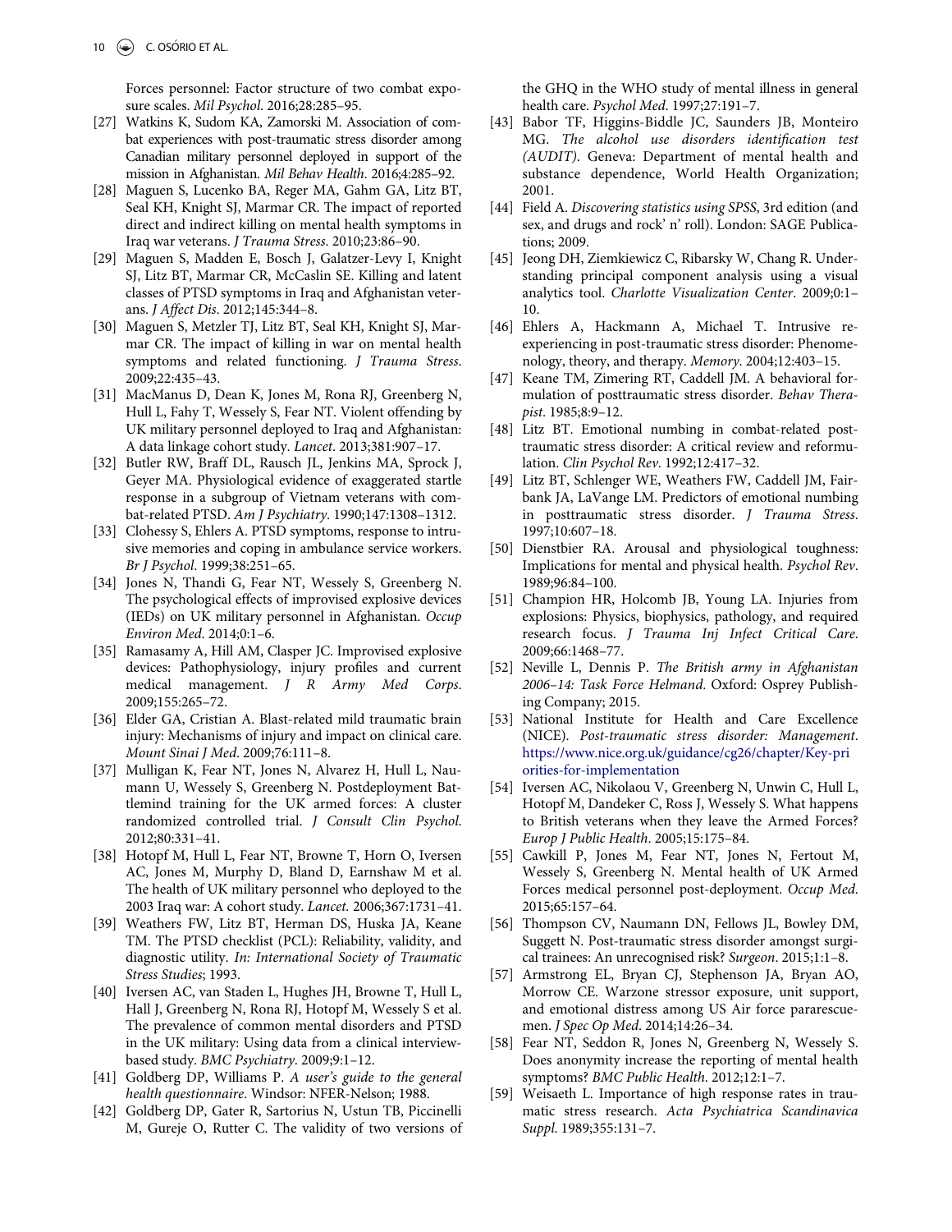Forces personnel: Factor structure of two combat exposure scales. *Mil Psychol*. 2016;28:285–95.

[27] Watkins K, Sudom KA, Zamorski M. Association of combat experiences with post-traumatic stress disorder among Canadian military personnel deployed in support of the mission in Afghanistan. *Mil Behav Health*. 2016;4:285–92.

[28] Maguen S, Lucenko BA, Reger MA, Gahm GA, Litz BT, Seal KH, Knight SJ, Marmar CR. The impact of reported direct and indirect killing on mental health symptoms in Iraq war veterans. *J Trauma Stress*. 2010;23:86–90.

[29] Maguen S, Madden E, Bosch J, Galatzer-Levy I, Knight SJ, Litz BT, Marmar CR, McCaslin SE. Killing and latent classes of PTSD symptoms in Iraq and Afghanistan veterans. *J Affect Dis*. 2012;145:344–8.

[30] Maguen S, Metzler TJ, Litz BT, Seal KH, Knight SJ, Marmar CR. The impact of killing in war on mental health symptoms and related functioning. *J Trauma Stress*. 2009;22:435–43.

[31] MacManus D, Dean K, Jones M, Rona RJ, Greenberg N, Hull L, Fahy T, Wessely S, Fear NT. Violent offending by UK military personnel deployed to Iraq and Afghanistan: A data linkage cohort study. *Lancet*. 2013;381:907–17.

[32] Butler RW, Braff DL, Rausch JL, Jenkins MA, Sprock J, Geyer MA. Physiological evidence of exaggerated startle response in a subgroup of Vietnam veterans with combat-related PTSD. *Am J Psychiatry*. 1990;147:1308–1312.

[33] Clohessy S, Ehlers A. PTSD symptoms, response to intrusive memories and coping in ambulance service workers. *Br J Psychol*. 1999;38:251–65.

[34] Jones N, Thandi G, Fear NT, Wessely S, Greenberg N. The psychological effects of improvised explosive devices (IEDs) on UK military personnel in Afghanistan. *Occup Environ Med*. 2014;0:1–6.

[35] Ramasamy A, Hill AM, Clasper JC. Improvised explosive devices: Pathophysiology, injury profiles and current medical management. *J R Army Med Corps*. 2009;155:265–72.

[36] Elder GA, Cristian A. Blast-related mild traumatic brain injury: Mechanisms of injury and impact on clinical care. *Mount Sinai J Med*. 2009;76:111–8.

[37] Mulligan K, Fear NT, Jones N, Alvarez H, Hull L, Naumann U, Wessely S, Greenberg N. Postdeployment Battlemind training for the UK armed forces: A cluster randomized controlled trial. *J Consult Clin Psychol*. 2012;80:331–41.

[38] Hotopf M, Hull L, Fear NT, Browne T, Horn O, Iversen AC, Jones M, Murphy D, Bland D, Earnshaw M et al. The health of UK military personnel who deployed to the 2003 Iraq war: A cohort study. *Lancet*. 2006;367:1731–41.

[39] Weathers FW, Litz BT, Herman DS, Huska JA, Keane TM. The PTSD checklist (PCL): Reliability, validity, and diagnostic utility. *In: International Society of Traumatic Stress Studies*; 1993.

[40] Iversen AC, van Staden L, Hughes JH, Browne T, Hull L, Hall J, Greenberg N, Rona RJ, Hotopf M, Wessely S et al. The prevalence of common mental disorders and PTSD in the UK military: Using data from a clinical interview-based study. *BMC Psychiatry*. 2009;9:1–12.

[41] Goldberg DP, Williams P. *A user's guide to the general health questionnaire*. Windsor: NFER-Nelson; 1988.

[42] Goldberg DP, Gater R, Sartorius N, Ustun TB, Piccinelli M, Gureje O, Rutter C. The validity of two versions of the GHQ in the WHO study of mental illness in general health care. *Psychol Med*. 1997;27:191–7.

[43] Babor TF, Higgins-Biddle JC, Saunders JB, Monteiro MG. *The alcohol use disorders identification test (AUDIT)*. Geneva: Department of mental health and substance dependence, World Health Organization; 2001.

[44] Field A. *Discovering statistics using SPSS*, 3rd edition (and sex, and drugs and rock' n' roll). London: SAGE Publications; 2009.

[45] Jeong DH, Ziemkiewicz C, Ribarsky W, Chang R. Understanding principal component analysis using a visual analytics tool. *Charlotte Visualization Center*. 2009;0:1–10.

[46] Ehlers A, Hackmann A, Michael T. Intrusive re-experiencing in post-traumatic stress disorder: Phenomenology, theory, and therapy. *Memory*. 2004;12:403–15.

[47] Keane TM, Zimering RT, Caddell JM. A behavioral formulation of posttraumatic stress disorder. *Behav Therapist*. 1985;8:9–12.

[48] Litz BT. Emotional numbing in combat-related post-traumatic stress disorder: A critical review and reformulation. *Clin Psychol Rev*. 1992;12:417–32.

[49] Litz BT, Schlenger WE, Weathers FW, Caddell JM, Fairbank JA, LaVange LM. Predictors of emotional numbing in posttraumatic stress disorder. *J Trauma Stress*. 1997;10:607–18.

[50] Dienstbier RA. Arousal and physiological toughness: Implications for mental and physical health. *Psychol Rev*. 1989;96:84–100.

[51] Champion HR, Holcomb JB, Young LA. Injuries from explosions: Physics, biophysics, pathology, and required research focus. *J Trauma Inj Infect Critical Care*. 2009;66:1468–77.

[52] Neville L, Dennis P. *The British army in Afghanistan 2006–14: Task Force Helmand*. Oxford: Osprey Publishing Company; 2015.

[53] National Institute for Health and Care Excellence (NICE). *Post-traumatic stress disorder: Management*. https://www.nice.org.uk/guidance/cg26/chapter/Key-priorities-for-implementation

[54] Iversen AC, Nikolaou V, Greenberg N, Unwin C, Hull L, Hotopf M, Dandeker C, Ross J, Wessely S. What happens to British veterans when they leave the Armed Forces? *Europ J Public Health*. 2005;15:175–84.

[55] Cawkill P, Jones M, Fear NT, Jones N, Fertout M, Wessely S, Greenberg N. Mental health of UK Armed Forces medical personnel post-deployment. *Occup Med*. 2015;65:157–64.

[56] Thompson CV, Naumann DN, Fellows JL, Bowley DM, Suggett N. Post-traumatic stress disorder amongst surgical trainees: An unrecognised risk? *Surgeon*. 2015;1:1–8.

[57] Armstrong EL, Bryan CJ, Stephenson JA, Bryan AO, Morrow CE. Warzone stressor exposure, unit support, and emotional distress among US Air force pararescuemen. *J Spec Op Med*. 2014;14:26–34.

[58] Fear NT, Seddon R, Jones N, Greenberg N, Wessely S. Does anonymity increase the reporting of mental health symptoms? *BMC Public Health*. 2012;12:1–7.

[59] Weisaeth L. Importance of high response rates in traumatic stress research. *Acta Psychiatrica Scandinavica Suppl*. 1989;355:131–7.